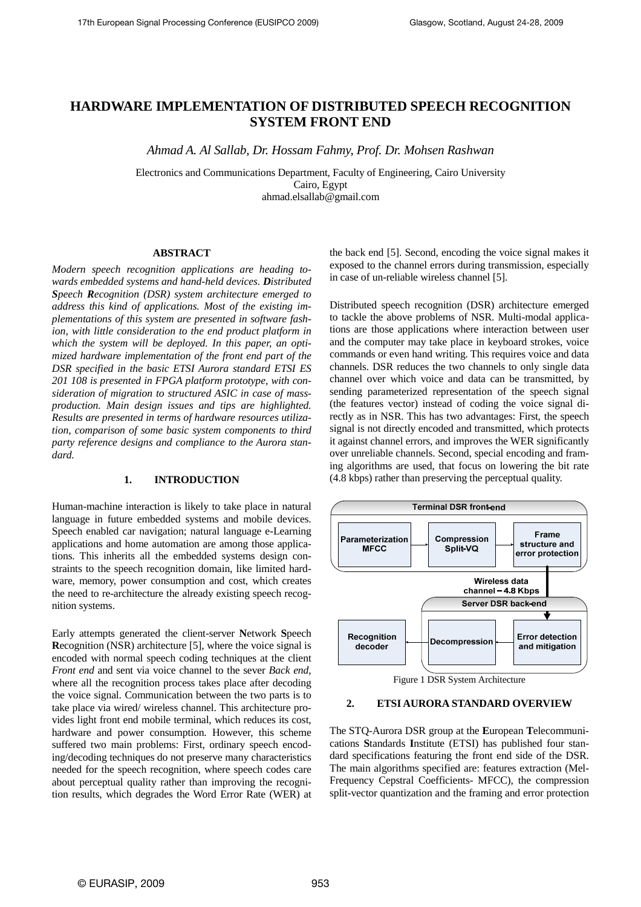# HARDWARE IMPLEMENTATION OF DISTRIBUTED SPEECH RECOGNITION SYSTEM FRONT END

*Ahmad A. Al Sallab, Dr. Hossam Fahmy, Prof. Dr. Mohsen Rashwan*

Electronics and Communications Department, Faculty of Engineering, Cairo University
Cairo, Egypt
ahmad.elsallab@gmail.com

## ABSTRACT

*Modern speech recognition applications are heading towards embedded systems and hand-held devices. **D**istributed **S**peech **R**ecognition (DSR) system architecture emerged to address this kind of applications. Most of the existing implementations of this system are presented in software fashion, with little consideration to the end product platform in which the system will be deployed. In this paper, an optimized hardware implementation of the front end part of the DSR specified in the basic ETSI Aurora standard ETSI ES 201 108 is presented in FPGA platform prototype, with consideration of migration to structured ASIC in case of mass-production. Main design issues and tips are highlighted. Results are presented in terms of hardware resources utilization, comparison of some basic system components to third party reference designs and compliance to the Aurora standard.*

## 1. INTRODUCTION

Human-machine interaction is likely to take place in natural language in future embedded systems and mobile devices. Speech enabled car navigation; natural language e-Learning applications and home automation are among those applications. This inherits all the embedded systems design constraints to the speech recognition domain, like limited hardware, memory, power consumption and cost, which creates the need to re-architecture the already existing speech recognition systems.

Early attempts generated the client-server **N**etwork **S**peech **R**ecognition (NSR) architecture [5], where the voice signal is encoded with normal speech coding techniques at the client *Front end* and sent via voice channel to the sever *Back end*, where all the recognition process takes place after decoding the voice signal. Communication between the two parts is to take place via wired/ wireless channel. This architecture provides light front end mobile terminal, which reduces its cost, hardware and power consumption. However, this scheme suffered two main problems: First, ordinary speech encoding/decoding techniques do not preserve many characteristics needed for the speech recognition, where speech codes care about perceptual quality rather than improving the recognition results, which degrades the Word Error Rate (WER) at the back end [5]. Second, encoding the voice signal makes it exposed to the channel errors during transmission, especially in case of un-reliable wireless channel [5].

Distributed speech recognition (DSR) architecture emerged to tackle the above problems of NSR. Multi-modal applications are those applications where interaction between user and the computer may take place in keyboard strokes, voice commands or even hand writing. This requires voice and data channels. DSR reduces the two channels to only single data channel over which voice and data can be transmitted, by sending parameterized representation of the speech signal (the features vector) instead of coding the voice signal directly as in NSR. This has two advantages: First, the speech signal is not directly encoded and transmitted, which protects it against channel errors, and improves the WER significantly over unreliable channels. Second, special encoding and framing algorithms are used, that focus on lowering the bit rate (4.8 kbps) rather than preserving the perceptual quality.

Terminal DSR front-end: Parameterization MFCC → Compression Split-VQ → Frame structure and error protection

Wireless data channel – 4.8 Kbps

Server DSR back-end: Error detection and mitigation → Decompression → Recognition decoder

Figure 1 DSR System Architecture

## 2. ETSI AURORA STANDARD OVERVIEW

The STQ-Aurora DSR group at the **E**uropean **T**elecommunications **S**tandards **I**nstitute (ETSI) has published four standard specifications featuring the front end side of the DSR. The main algorithms specified are: features extraction (Mel-Frequency Cepstral Coefficients- MFCC), the compression split-vector quantization and the framing and error protection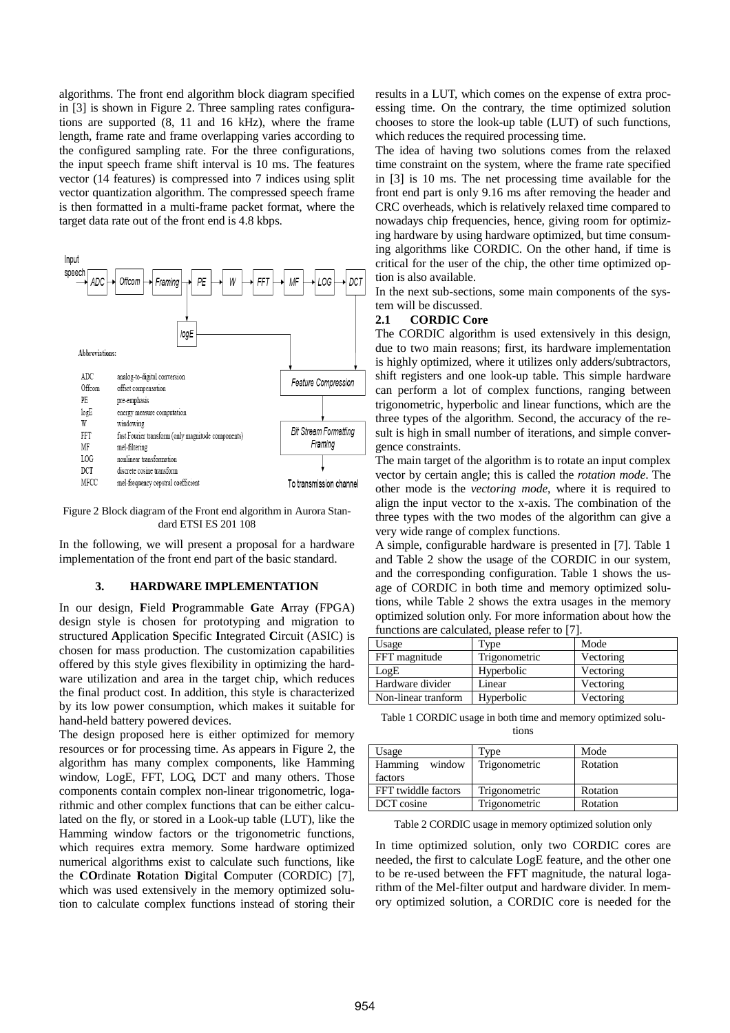algorithms. The front end algorithm block diagram specified in [3] is shown in Figure 2. Three sampling rates configurations are supported (8, 11 and 16 kHz), where the frame length, frame rate and frame overlapping varies according to the configured sampling rate. For the three configurations, the input speech frame shift interval is 10 ms. The features vector (14 features) is compressed into 7 indices using split vector quantization algorithm. The compressed speech frame is then formatted in a multi-frame packet format, where the target data rate out of the front end is 4.8 kbps.

Figure 2 Block diagram of the Front end algorithm in Aurora Standard ETSI ES 201 108

In the following, we will present a proposal for a hardware implementation of the front end part of the basic standard.

## 3. HARDWARE IMPLEMENTATION

In our design, **F**ield **P**rogrammable **G**ate **A**rray (FPGA) design style is chosen for prototyping and migration to structured **A**pplication **S**pecific **I**ntegrated **C**ircuit (ASIC) is chosen for mass production. The customization capabilities offered by this style gives flexibility in optimizing the hardware utilization and area in the target chip, which reduces the final product cost. In addition, this style is characterized by its low power consumption, which makes it suitable for hand-held battery powered devices.

The design proposed here is either optimized for memory resources or for processing time. As appears in Figure 2, the algorithm has many complex components, like Hamming window, LogE, FFT, LOG, DCT and many others. Those components contain complex non-linear trigonometric, logarithmic and other complex functions that can be either calculated on the fly, or stored in a Look-up table (LUT), like the Hamming window factors or the trigonometric functions, which requires extra memory. Some hardware optimized numerical algorithms exist to calculate such functions, like the **CO**rdinate **R**otation **D**igital **C**omputer (CORDIC) [7], which was used extensively in the memory optimized solution to calculate complex functions instead of storing their results in a LUT, which comes on the expense of extra processing time. On the contrary, the time optimized solution chooses to store the look-up table (LUT) of such functions, which reduces the required processing time.

The idea of having two solutions comes from the relaxed time constraint on the system, where the frame rate specified in [3] is 10 ms. The net processing time available for the front end part is only 9.16 ms after removing the header and CRC overheads, which is relatively relaxed time compared to nowadays chip frequencies, hence, giving room for optimizing hardware by using hardware optimized, but time consuming algorithms like CORDIC. On the other hand, if time is critical for the user of the chip, the other time optimized option is also available.

In the next sub-sections, some main components of the system will be discussed.

### 2.1 CORDIC Core

The CORDIC algorithm is used extensively in this design, due to two main reasons; first, its hardware implementation is highly optimized, where it utilizes only adders/subtractors, shift registers and one look-up table. This simple hardware can perform a lot of complex functions, ranging between trigonometric, hyperbolic and linear functions, which are the three types of the algorithm. Second, the accuracy of the result is high in small number of iterations, and simple convergence constraints.

The main target of the algorithm is to rotate an input complex vector by certain angle; this is called the *rotation mode*. The other mode is the *vectoring mode*, where it is required to align the input vector to the x-axis. The combination of the three types with the two modes of the algorithm can give a very wide range of complex functions.

A simple, configurable hardware is presented in [7]. Table 1 and Table 2 show the usage of the CORDIC in our system, and the corresponding configuration. Table 1 shows the usage of CORDIC in both time and memory optimized solutions, while Table 2 shows the extra usages in the memory optimized solution only. For more information about how the functions are calculated, please refer to [7].

| Usage | Type | Mode |
| --- | --- | --- |
| FFT magnitude | Trigonometric | Vectoring |
| LogE | Hyperbolic | Vectoring |
| Hardware divider | Linear | Vectoring |
| Non-linear tranform | Hyperbolic | Vectoring |

Table 1 CORDIC usage in both time and memory optimized solutions

| Usage | Type | Mode |
| --- | --- | --- |
| Hamming window factors | Trigonometric | Rotation |
| FFT twiddle factors | Trigonometric | Rotation |
| DCT cosine | Trigonometric | Rotation |

Table 2 CORDIC usage in memory optimized solution only

In time optimized solution, only two CORDIC cores are needed, the first to calculate LogE feature, and the other one to be re-used between the FFT magnitude, the natural logarithm of the Mel-filter output and hardware divider. In memory optimized solution, a CORDIC core is needed for the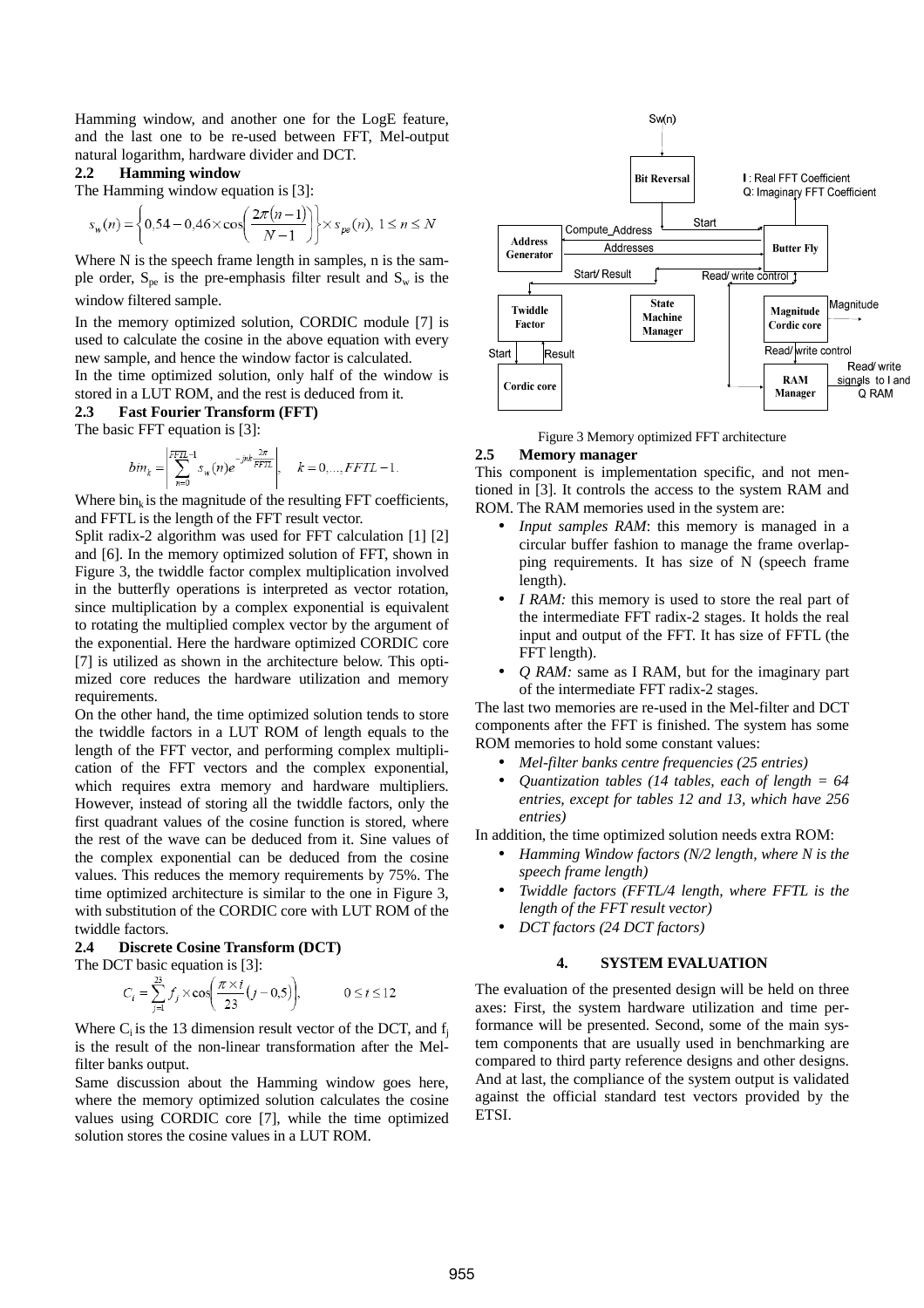Hamming window, and another one for the LogE feature, and the last one to be re-used between FFT, Mel-output natural logarithm, hardware divider and DCT.

### 2.2 Hamming window

The Hamming window equation is [3]:

$$s_w(n) = \left\{0{,}54 - 0{,}46 \times \cos\left(\frac{2\pi(n-1)}{N-1}\right)\right\} \times s_{pe}(n),\ 1 \le n \le N$$

Where N is the speech frame length in samples, n is the sample order, $S_{pe}$ is the pre-emphasis filter result and $S_w$ is the window filtered sample.

In the memory optimized solution, CORDIC module [7] is used to calculate the cosine in the above equation with every new sample, and hence the window factor is calculated.

In the time optimized solution, only half of the window is stored in a LUT ROM, and the rest is deduced from it.

### 2.3 Fast Fourier Transform (FFT)

The basic FFT equation is [3]:

$$bin_k = \left|\sum_{n=0}^{FFTL-1} s_w(n) e^{-jnk\frac{2\pi}{FFTL}}\right|, \quad k = 0, \ldots, FFTL-1.$$

Where $bin_k$ is the magnitude of the resulting FFT coefficients, and FFTL is the length of the FFT result vector.

Split radix-2 algorithm was used for FFT calculation [1] [2] and [6]. In the memory optimized solution of FFT, shown in Figure 3, the twiddle factor complex multiplication involved in the butterfly operations is interpreted as vector rotation, since multiplication by a complex exponential is equivalent to rotating the multiplied complex vector by the argument of the exponential. Here the hardware optimized CORDIC core [7] is utilized as shown in the architecture below. This optimized core reduces the hardware utilization and memory requirements.

On the other hand, the time optimized solution tends to store the twiddle factors in a LUT ROM of length equals to the length of the FFT vector, and performing complex multiplication of the FFT vectors and the complex exponential, which requires extra memory and hardware multipliers. However, instead of storing all the twiddle factors, only the first quadrant values of the cosine function is stored, where the rest of the wave can be deduced from it. Sine values of the complex exponential can be deduced from the cosine values. This reduces the memory requirements by 75%. The time optimized architecture is similar to the one in Figure 3, with substitution of the CORDIC core with LUT ROM of the twiddle factors.

### 2.4 Discrete Cosine Transform (DCT)

The DCT basic equation is [3]:

$$C_i = \sum_{j=1}^{23} f_j \times \cos\left(\frac{\pi \times i}{23}(j-0{,}5)\right), \qquad 0 \le i \le 12$$

Where $C_i$ is the 13 dimension result vector of the DCT, and $f_j$ is the result of the non-linear transformation after the Mel-filter banks output.

Same discussion about the Hamming window goes here, where the memory optimized solution calculates the cosine values using CORDIC core [7], while the time optimized solution stores the cosine values in a LUT ROM.

Figure 3 Memory optimized FFT architecture

### 2.5 Memory manager

This component is implementation specific, and not mentioned in [3]. It controls the access to the system RAM and ROM. The RAM memories used in the system are:

- *Input samples RAM*: this memory is managed in a circular buffer fashion to manage the frame overlapping requirements. It has size of N (speech frame length).
- *I RAM:* this memory is used to store the real part of the intermediate FFT radix-2 stages. It holds the real input and output of the FFT. It has size of FFTL (the FFT length).
- *Q RAM:* same as I RAM, but for the imaginary part of the intermediate FFT radix-2 stages.

The last two memories are re-used in the Mel-filter and DCT components after the FFT is finished. The system has some ROM memories to hold some constant values:

- *Mel-filter banks centre frequencies (25 entries)*
- *Quantization tables (14 tables, each of length = 64 entries, except for tables 12 and 13, which have 256 entries)*

In addition, the time optimized solution needs extra ROM:

- *Hamming Window factors (N/2 length, where N is the speech frame length)*
- *Twiddle factors (FFTL/4 length, where FFTL is the length of the FFT result vector)*
- *DCT factors (24 DCT factors)*

## 4. SYSTEM EVALUATION

The evaluation of the presented design will be held on three axes: First, the system hardware utilization and time performance will be presented. Second, some of the main system components that are usually used in benchmarking are compared to third party reference designs and other designs. And at last, the compliance of the system output is validated against the official standard test vectors provided by the ETSI.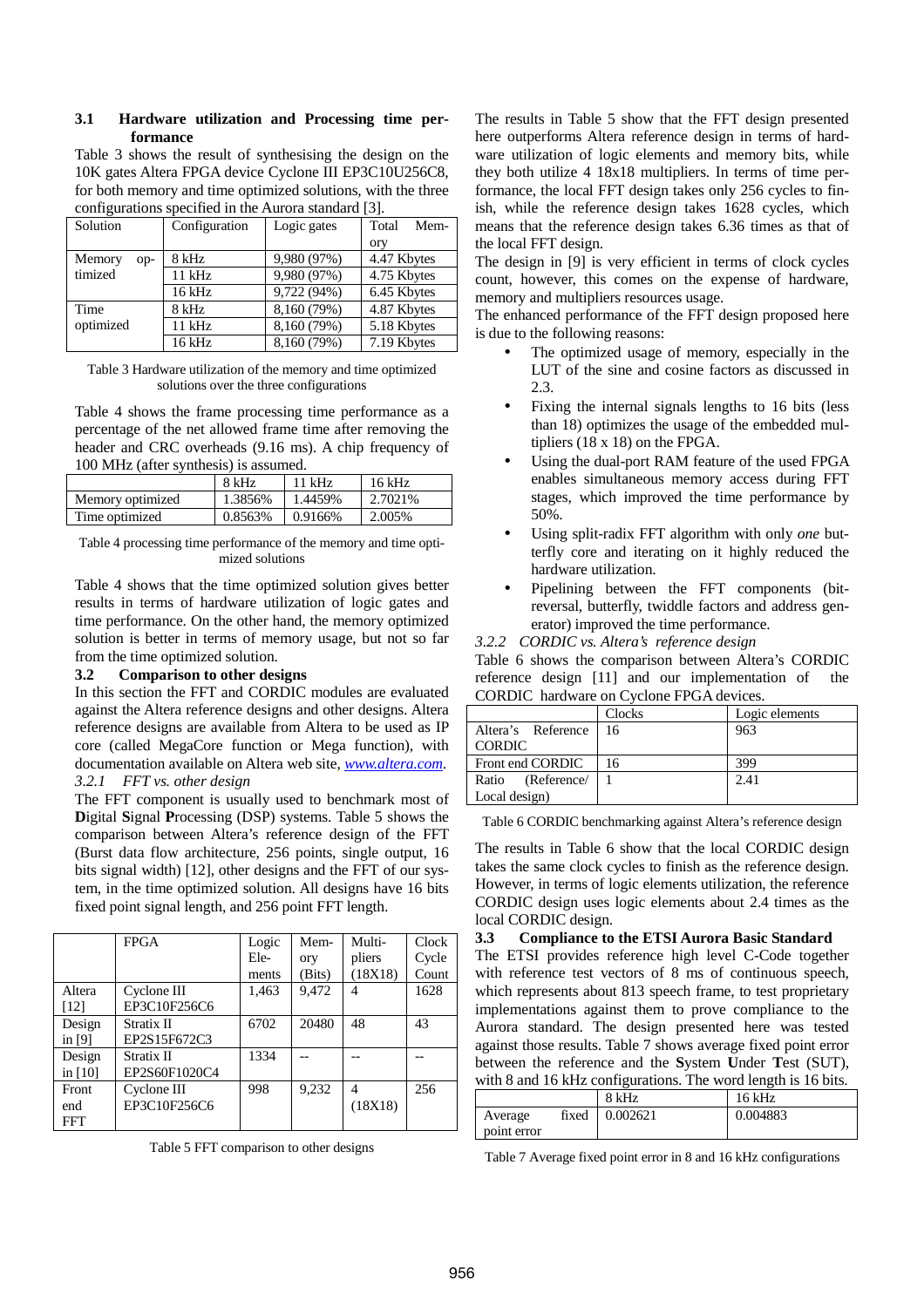### 3.1 Hardware utilization and Processing time performance

Table 3 shows the result of synthesising the design on the 10K gates Altera FPGA device Cyclone III EP3C10U256C8, for both memory and time optimized solutions, with the three configurations specified in the Aurora standard [3].

| Solution | Configuration | Logic gates | Total Memory |
|---|---|---|---|
| Memory optimized | 8 kHz | 9,980 (97%) | 4.47 Kbytes |
| | 11 kHz | 9,980 (97%) | 4.75 Kbytes |
| | 16 kHz | 9,722 (94%) | 6.45 Kbytes |
| Time optimized | 8 kHz | 8,160 (79%) | 4.87 Kbytes |
| | 11 kHz | 8,160 (79%) | 5.18 Kbytes |
| | 16 kHz | 8,160 (79%) | 7.19 Kbytes |

Table 3 Hardware utilization of the memory and time optimized solutions over the three configurations

Table 4 shows the frame processing time performance as a percentage of the net allowed frame time after removing the header and CRC overheads (9.16 ms). A chip frequency of 100 MHz (after synthesis) is assumed.

| | 8 kHz | 11 kHz | 16 kHz |
|---|---|---|---|
| Memory optimized | 1.3856% | 1.4459% | 2.7021% |
| Time optimized | 0.8563% | 0.9166% | 2.005% |

Table 4 processing time performance of the memory and time optimized solutions

Table 4 shows that the time optimized solution gives better results in terms of hardware utilization of logic gates and time performance. On the other hand, the memory optimized solution is better in terms of memory usage, but not so far from the time optimized solution.

### 3.2 Comparison to other designs

In this section the FFT and CORDIC modules are evaluated against the Altera reference designs and other designs. Altera reference designs are available from Altera to be used as IP core (called MegaCore function or Mega function), with documentation available on Altera web site, *www.altera.com*.

#### 3.2.1 FFT vs. other design

The FFT component is usually used to benchmark most of **D**igital **S**ignal **P**rocessing (DSP) systems. Table 5 shows the comparison between Altera's reference design of the FFT (Burst data flow architecture, 256 points, single output, 16 bits signal width) [12], other designs and the FFT of our system, in the time optimized solution. All designs have 16 bits fixed point signal length, and 256 point FFT length.

| | FPGA | Logic Elements | Memory (Bits) | Multipliers (18X18) | Clock Cycle Count |
|---|---|---|---|---|---|
| Altera [12] | Cyclone III EP3C10F256C6 | 1,463 | 9,472 | 4 | 1628 |
| Design in [9] | Stratix II EP2S15F672C3 | 6702 | 20480 | 48 | 43 |
| Design in [10] | Stratix II EP2S60F1020C4 | 1334 | -- | -- | -- |
| Front end FFT | Cyclone III EP3C10F256C6 | 998 | 9,232 | 4 (18X18) | 256 |

Table 5 FFT comparison to other designs

The results in Table 5 show that the FFT design presented here outperforms Altera reference design in terms of hardware utilization of logic elements and memory bits, while they both utilize 4 18x18 multipliers. In terms of time performance, the local FFT design takes only 256 cycles to finish, while the reference design takes 1628 cycles, which means that the reference design takes 6.36 times as that of the local FFT design.

The design in [9] is very efficient in terms of clock cycles count, however, this comes on the expense of hardware, memory and multipliers resources usage.

The enhanced performance of the FFT design proposed here is due to the following reasons:

- The optimized usage of memory, especially in the LUT of the sine and cosine factors as discussed in 2.3.
- Fixing the internal signals lengths to 16 bits (less than 18) optimizes the usage of the embedded multipliers (18 x 18) on the FPGA.
- Using the dual-port RAM feature of the used FPGA enables simultaneous memory access during FFT stages, which improved the time performance by 50%.
- Using split-radix FFT algorithm with only *one* butterfly core and iterating on it highly reduced the hardware utilization.
- Pipelining between the FFT components (bit-reversal, butterfly, twiddle factors and address generator) improved the time performance.

#### 3.2.2 CORDIC vs. Altera's reference design

Table 6 shows the comparison between Altera's CORDIC reference design [11] and our implementation of the CORDIC hardware on Cyclone FPGA devices.

| | Clocks | Logic elements |
|---|---|---|
| Altera's Reference CORDIC | 16 | 963 |
| Front end CORDIC | 16 | 399 |
| Ratio (Reference/ Local design) | 1 | 2.41 |

Table 6 CORDIC benchmarking against Altera's reference design

The results in Table 6 show that the local CORDIC design takes the same clock cycles to finish as the reference design. However, in terms of logic elements utilization, the reference CORDIC design uses logic elements about 2.4 times as the local CORDIC design.

### 3.3 Compliance to the ETSI Aurora Basic Standard

The ETSI provides reference high level C-Code together with reference test vectors of 8 ms of continuous speech, which represents about 813 speech frame, to test proprietary implementations against them to prove compliance to the Aurora standard. The design presented here was tested against those results. Table 7 shows average fixed point error between the reference and the **S**ystem **U**nder **T**est (SUT), with 8 and 16 kHz configurations. The word length is 16 bits.

| | 8 kHz | 16 kHz |
|---|---|---|
| Average fixed point error | 0.002621 | 0.004883 |

Table 7 Average fixed point error in 8 and 16 kHz configurations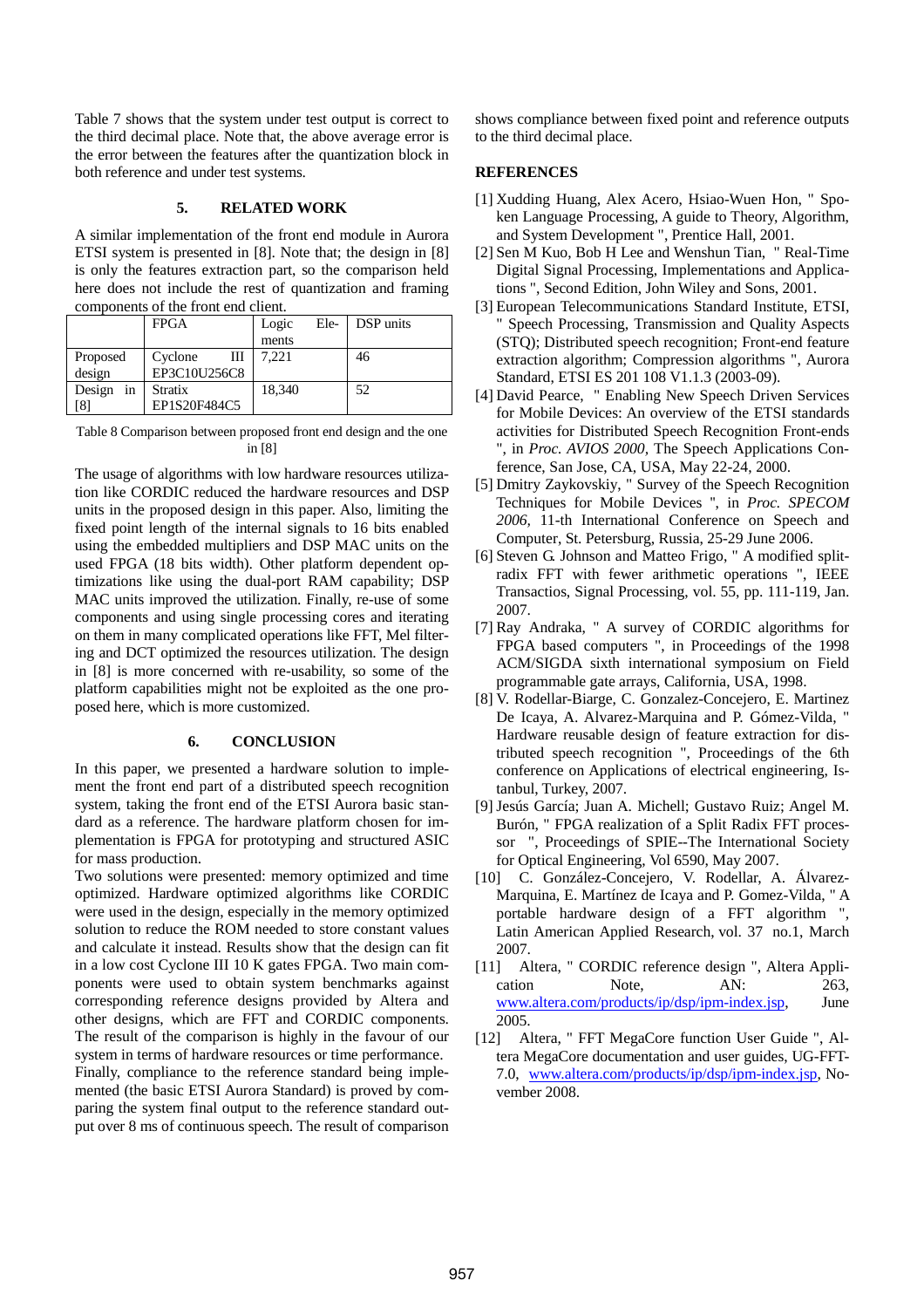Table 7 shows that the system under test output is correct to the third decimal place. Note that, the above average error is the error between the features after the quantization block in both reference and under test systems.

## 5. RELATED WORK

A similar implementation of the front end module in Aurora ETSI system is presented in [8]. Note that; the design in [8] is only the features extraction part, so the comparison held here does not include the rest of quantization and framing components of the front end client.

| | FPGA | Logic Elements | DSP units |
|---|---|---|---|
| Proposed design | Cyclone III EP3C10U256C8 | 7,221 | 46 |
| Design in [8] | Stratix EP1S20F484C5 | 18,340 | 52 |

Table 8 Comparison between proposed front end design and the one in [8]

The usage of algorithms with low hardware resources utilization like CORDIC reduced the hardware resources and DSP units in the proposed design in this paper. Also, limiting the fixed point length of the internal signals to 16 bits enabled using the embedded multipliers and DSP MAC units on the used FPGA (18 bits width). Other platform dependent optimizations like using the dual-port RAM capability; DSP MAC units improved the utilization. Finally, re-use of some components and using single processing cores and iterating on them in many complicated operations like FFT, Mel filtering and DCT optimized the resources utilization. The design in [8] is more concerned with re-usability, so some of the platform capabilities might not be exploited as the one proposed here, which is more customized.

## 6. CONCLUSION

In this paper, we presented a hardware solution to implement the front end part of a distributed speech recognition system, taking the front end of the ETSI Aurora basic standard as a reference. The hardware platform chosen for implementation is FPGA for prototyping and structured ASIC for mass production.

Two solutions were presented: memory optimized and time optimized. Hardware optimized algorithms like CORDIC were used in the design, especially in the memory optimized solution to reduce the ROM needed to store constant values and calculate it instead. Results show that the design can fit in a low cost Cyclone III 10 K gates FPGA. Two main components were used to obtain system benchmarks against corresponding reference designs provided by Altera and other designs, which are FFT and CORDIC components. The result of the comparison is highly in the favour of our system in terms of hardware resources or time performance.

Finally, compliance to the reference standard being implemented (the basic ETSI Aurora Standard) is proved by comparing the system final output to the reference standard output over 8 ms of continuous speech. The result of comparison shows compliance between fixed point and reference outputs to the third decimal place.

## REFERENCES

[1] Xudding Huang, Alex Acero, Hsiao-Wuen Hon, " Spoken Language Processing, A guide to Theory, Algorithm, and System Development ", Prentice Hall, 2001.

[2] Sen M Kuo, Bob H Lee and Wenshun Tian, " Real-Time Digital Signal Processing, Implementations and Applications ", Second Edition, John Wiley and Sons, 2001.

[3] European Telecommunications Standard Institute, ETSI, " Speech Processing, Transmission and Quality Aspects (STQ); Distributed speech recognition; Front-end feature extraction algorithm; Compression algorithms ", Aurora Standard, ETSI ES 201 108 V1.1.3 (2003-09).

[4] David Pearce, " Enabling New Speech Driven Services for Mobile Devices: An overview of the ETSI standards activities for Distributed Speech Recognition Front-ends ", in *Proc. AVIOS 2000*, The Speech Applications Conference, San Jose, CA, USA, May 22-24, 2000.

[5] Dmitry Zaykovskiy, " Survey of the Speech Recognition Techniques for Mobile Devices ", in *Proc. SPECOM 2006*, 11-th International Conference on Speech and Computer, St. Petersburg, Russia, 25-29 June 2006.

[6] Steven G. Johnson and Matteo Frigo, " A modified split-radix FFT with fewer arithmetic operations ", IEEE Transactios, Signal Processing, vol. 55, pp. 111-119, Jan. 2007.

[7] Ray Andraka, " A survey of CORDIC algorithms for FPGA based computers ", in Proceedings of the 1998 ACM/SIGDA sixth international symposium on Field programmable gate arrays, California, USA, 1998.

[8] V. Rodellar-Biarge, C. Gonzalez-Concejero, E. Martinez De Icaya, A. Alvarez-Marquina and P. Gómez-Vilda, " Hardware reusable design of feature extraction for distributed speech recognition ", Proceedings of the 6th conference on Applications of electrical engineering, Istanbul, Turkey, 2007.

[9] Jesús García; Juan A. Michell; Gustavo Ruiz; Angel M. Burón, " FPGA realization of a Split Radix FFT processor ", Proceedings of SPIE--The International Society for Optical Engineering, Vol 6590, May 2007.

[10] C. González-Concejero, V. Rodellar, A. Álvarez-Marquina, E. Martínez de Icaya and P. Gomez-Vilda, " A portable hardware design of a FFT algorithm ", Latin American Applied Research, vol. 37 no.1, March 2007.

[11] Altera, " CORDIC reference design ", Altera Application Note, AN: 263, www.altera.com/products/ip/dsp/ipm-index.jsp, June 2005.

[12] Altera, " FFT MegaCore function User Guide ", Altera MegaCore documentation and user guides, UG-FFT-7.0, www.altera.com/products/ip/dsp/ipm-index.jsp, November 2008.